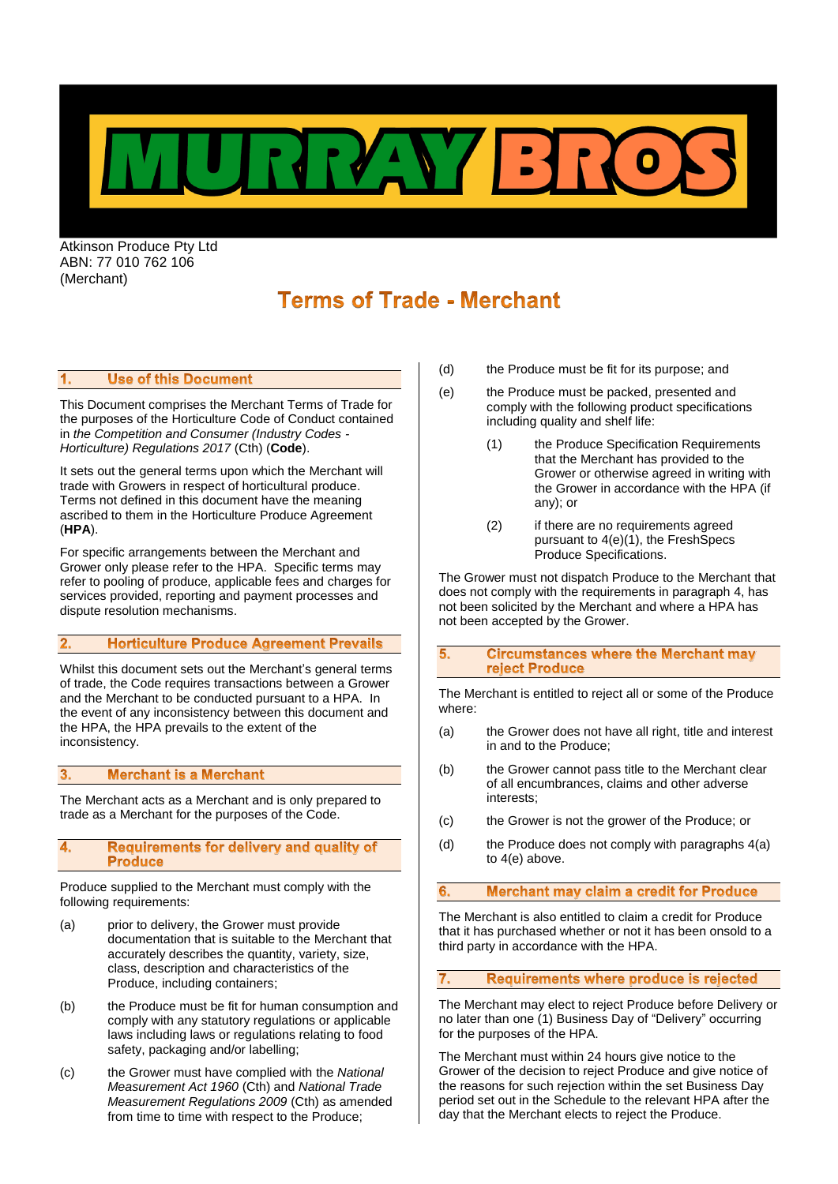# MURRAY BROS

Atkinson Produce Pty Ltd
ABN: 77 010 762 106
(Merchant)

# Terms of Trade - Merchant

## 1. Use of this Document

This Document comprises the Merchant Terms of Trade for the purposes of the Horticulture Code of Conduct contained in *the Competition and Consumer (Industry Codes - Horticulture) Regulations 2017* (Cth) (**Code**).

It sets out the general terms upon which the Merchant will trade with Growers in respect of horticultural produce. Terms not defined in this document have the meaning ascribed to them in the Horticulture Produce Agreement (**HPA**).

For specific arrangements between the Merchant and Grower only please refer to the HPA. Specific terms may refer to pooling of produce, applicable fees and charges for services provided, reporting and payment processes and dispute resolution mechanisms.

## 2. Horticulture Produce Agreement Prevails

Whilst this document sets out the Merchant's general terms of trade, the Code requires transactions between a Grower and the Merchant to be conducted pursuant to a HPA. In the event of any inconsistency between this document and the HPA, the HPA prevails to the extent of the inconsistency.

## 3. Merchant is a Merchant

The Merchant acts as a Merchant and is only prepared to trade as a Merchant for the purposes of the Code.

## 4. Requirements for delivery and quality of Produce

Produce supplied to the Merchant must comply with the following requirements:

(a) prior to delivery, the Grower must provide documentation that is suitable to the Merchant that accurately describes the quantity, variety, size, class, description and characteristics of the Produce, including containers;

(b) the Produce must be fit for human consumption and comply with any statutory regulations or applicable laws including laws or regulations relating to food safety, packaging and/or labelling;

(c) the Grower must have complied with the *National Measurement Act 1960* (Cth) and *National Trade Measurement Regulations 2009* (Cth) as amended from time to time with respect to the Produce;

(d) the Produce must be fit for its purpose; and

(e) the Produce must be packed, presented and comply with the following product specifications including quality and shelf life:

(1) the Produce Specification Requirements that the Merchant has provided to the Grower or otherwise agreed in writing with the Grower in accordance with the HPA (if any); or

(2) if there are no requirements agreed pursuant to 4(e)(1), the FreshSpecs Produce Specifications.

The Grower must not dispatch Produce to the Merchant that does not comply with the requirements in paragraph 4, has not been solicited by the Merchant and where a HPA has not been accepted by the Grower.

## 5. Circumstances where the Merchant may reject Produce

The Merchant is entitled to reject all or some of the Produce where:

(a) the Grower does not have all right, title and interest in and to the Produce;

(b) the Grower cannot pass title to the Merchant clear of all encumbrances, claims and other adverse interests;

(c) the Grower is not the grower of the Produce; or

(d) the Produce does not comply with paragraphs 4(a) to 4(e) above.

## 6. Merchant may claim a credit for Produce

The Merchant is also entitled to claim a credit for Produce that it has purchased whether or not it has been onsold to a third party in accordance with the HPA.

## 7. Requirements where produce is rejected

The Merchant may elect to reject Produce before Delivery or no later than one (1) Business Day of "Delivery" occurring for the purposes of the HPA.

The Merchant must within 24 hours give notice to the Grower of the decision to reject Produce and give notice of the reasons for such rejection within the set Business Day period set out in the Schedule to the relevant HPA after the day that the Merchant elects to reject the Produce.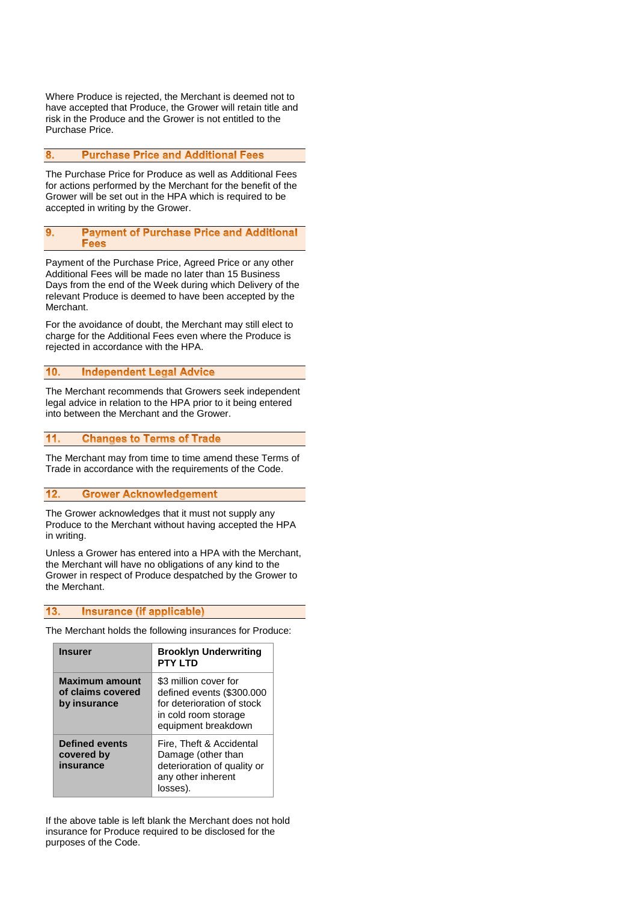Where Produce is rejected, the Merchant is deemed not to have accepted that Produce, the Grower will retain title and risk in the Produce and the Grower is not entitled to the Purchase Price.

## 8. Purchase Price and Additional Fees

The Purchase Price for Produce as well as Additional Fees for actions performed by the Merchant for the benefit of the Grower will be set out in the HPA which is required to be accepted in writing by the Grower.

## 9. Payment of Purchase Price and Additional Fees

Payment of the Purchase Price, Agreed Price or any other Additional Fees will be made no later than 15 Business Days from the end of the Week during which Delivery of the relevant Produce is deemed to have been accepted by the Merchant.

For the avoidance of doubt, the Merchant may still elect to charge for the Additional Fees even where the Produce is rejected in accordance with the HPA.

## 10. Independent Legal Advice

The Merchant recommends that Growers seek independent legal advice in relation to the HPA prior to it being entered into between the Merchant and the Grower.

## 11. Changes to Terms of Trade

The Merchant may from time to time amend these Terms of Trade in accordance with the requirements of the Code.

## 12. Grower Acknowledgement

The Grower acknowledges that it must not supply any Produce to the Merchant without having accepted the HPA in writing.

Unless a Grower has entered into a HPA with the Merchant, the Merchant will have no obligations of any kind to the Grower in respect of Produce despatched by the Grower to the Merchant.

## 13. Insurance (if applicable)

The Merchant holds the following insurances for Produce:

| | |
|---|---|
| **Insurer** | **Brooklyn Underwriting PTY LTD** |
| **Maximum amount of claims covered by insurance** | $3 million cover for defined events ($300.000 for deterioration of stock in cold room storage equipment breakdown |
| **Defined events covered by insurance** | Fire, Theft & Accidental Damage (other than deterioration of quality or any other inherent losses). |

If the above table is left blank the Merchant does not hold insurance for Produce required to be disclosed for the purposes of the Code.